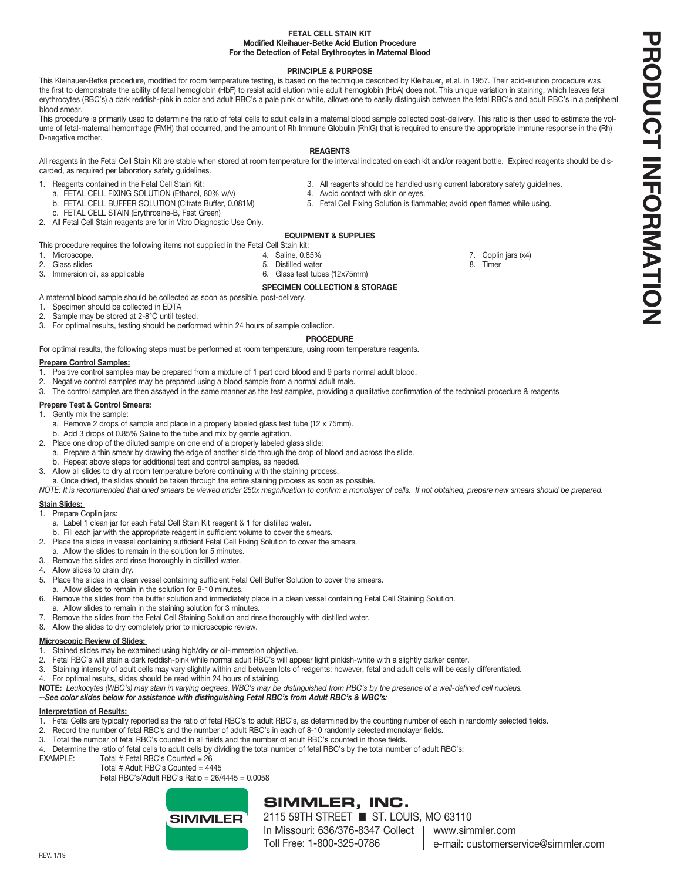# FETAL CELL STAIN KIT
## Modified Kleihauer-Betke Acid Elution Procedure
## For the Detection of Fetal Erythrocytes in Maternal Blood

### PRINCIPLE & PURPOSE

This Kleihauer-Betke procedure, modified for room temperature testing, is based on the technique described by Kleihauer, et.al. in 1957. Their acid-elution procedure was the first to demonstrate the ability of fetal hemoglobin (HbF) to resist acid elution while adult hemoglobin (HbA) does not. This unique variation in staining, which leaves fetal erythrocytes (RBC's) a dark reddish-pink in color and adult RBC's a pale pink or white, allows one to easily distinguish between the fetal RBC's and adult RBC's in a peripheral blood smear.

This procedure is primarily used to determine the ratio of fetal cells to adult cells in a maternal blood sample collected post-delivery. This ratio is then used to estimate the volume of fetal-maternal hemorrhage (FMH) that occurred, and the amount of Rh Immune Globulin (RhIG) that is required to ensure the appropriate immune response in the (Rh) D-negative mother.

### REAGENTS

All reagents in the Fetal Cell Stain Kit are stable when stored at room temperature for the interval indicated on each kit and/or reagent bottle. Expired reagents should be discarded, as required per laboratory safety guidelines.

1. Reagents contained in the Fetal Cell Stain Kit:
   a. FETAL CELL FIXING SOLUTION (Ethanol, 80% w/v)
   b. FETAL CELL BUFFER SOLUTION (Citrate Buffer, 0.081M)
   c. FETAL CELL STAIN (Erythrosine-B, Fast Green)
2. All Fetal Cell Stain reagents are for in Vitro Diagnostic Use Only.
3. All reagents should be handled using current laboratory safety guidelines.
4. Avoid contact with skin or eyes.
5. Fetal Cell Fixing Solution is flammable; avoid open flames while using.

### EQUIPMENT & SUPPLIES

This procedure requires the following items not supplied in the Fetal Cell Stain kit:

1. Microscope.
2. Glass slides
3. Immersion oil, as applicable
4. Saline, 0.85%
5. Distilled water
6. Glass test tubes (12x75mm)
7. Coplin jars (x4)
8. Timer

### SPECIMEN COLLECTION & STORAGE

A maternal blood sample should be collected as soon as possible, post-delivery.

1. Specimen should be collected in EDTA
2. Sample may be stored at 2-8°C until tested.
3. For optimal results, testing should be performed within 24 hours of sample collection.

### PROCEDURE

For optimal results, the following steps must be performed at room temperature, using room temperature reagents.

**Prepare Control Samples:**

1. Positive control samples may be prepared from a mixture of 1 part cord blood and 9 parts normal adult blood.
2. Negative control samples may be prepared using a blood sample from a normal adult male.
3. The control samples are then assayed in the same manner as the test samples, providing a qualitative confirmation of the technical procedure & reagents

**Prepare Test & Control Smears:**

1. Gently mix the sample:
   a. Remove 2 drops of sample and place in a properly labeled glass test tube (12 x 75mm).
   b. Add 3 drops of 0.85% Saline to the tube and mix by gentle agitation.
2. Place one drop of the diluted sample on one end of a properly labeled glass slide:
   a. Prepare a thin smear by drawing the edge of another slide through the drop of blood and across the slide.
   b. Repeat above steps for additional test and control samples, as needed.
3. Allow all slides to dry at room temperature before continuing with the staining process.
   a. Once dried, the slides should be taken through the entire staining process as soon as possible.

*NOTE: It is recommended that dried smears be viewed under 250x magnification to confirm a monolayer of cells. If not obtained, prepare new smears should be prepared.*

**Stain Slides:**

1. Prepare Coplin jars:
   a. Label 1 clean jar for each Fetal Cell Stain Kit reagent & 1 for distilled water.
   b. Fill each jar with the appropriate reagent in sufficient volume to cover the smears.
2. Place the slides in vessel containing sufficient Fetal Cell Fixing Solution to cover the smears.
   a. Allow the slides to remain in the solution for 5 minutes.
3. Remove the slides and rinse thoroughly in distilled water.
4. Allow slides to drain dry.
5. Place the slides in a clean vessel containing sufficient Fetal Cell Buffer Solution to cover the smears.
   a. Allow slides to remain in the solution for 8-10 minutes.
6. Remove the slides from the buffer solution and immediately place in a clean vessel containing Fetal Cell Staining Solution.
   a. Allow slides to remain in the staining solution for 3 minutes.
7. Remove the slides from the Fetal Cell Staining Solution and rinse thoroughly with distilled water.
8. Allow the slides to dry completely prior to microscopic review.

**Microscopic Review of Slides:**

1. Stained slides may be examined using high/dry or oil-immersion objective.
2. Fetal RBC's will stain a dark reddish-pink while normal adult RBC's will appear light pinkish-white with a slightly darker center.
3. Staining intensity of adult cells may vary slightly within and between lots of reagents; however, fetal and adult cells will be easily differentiated.
4. For optimal results, slides should be read within 24 hours of staining.

**NOTE:** *Leukocytes (WBC's) may stain in varying degrees. WBC's may be distinguished from RBC's by the presence of a well-defined cell nucleus.*

***--See color slides below for assistance with distinguishing Fetal RBC's from Adult RBC's & WBC's:***

**Interpretation of Results:**

1. Fetal Cells are typically reported as the ratio of fetal RBC's to adult RBC's, as determined by the counting number of each in randomly selected fields.
2. Record the number of fetal RBC's and the number of adult RBC's in each of 8-10 randomly selected monolayer fields.
3. Total the number of fetal RBC's counted in all fields and the number of adult RBC's counted in those fields.
4. Determine the ratio of fetal cells to adult cells by dividing the total number of fetal RBC's by the total number of adult RBC's:

EXAMPLE: Total # Fetal RBC's Counted = 26
Total # Adult RBC's Counted = 4445
Fetal RBC's/Adult RBC's Ratio = 26/4445 = 0.0058

**SIMMLER, INC.**
2115 59TH STREET ■ ST. LOUIS, MO 63110
In Missouri: 636/376-8347 Collect | www.simmler.com
Toll Free: 1-800-325-0786 | e-mail: customerservice@simmler.com

REV. 1/19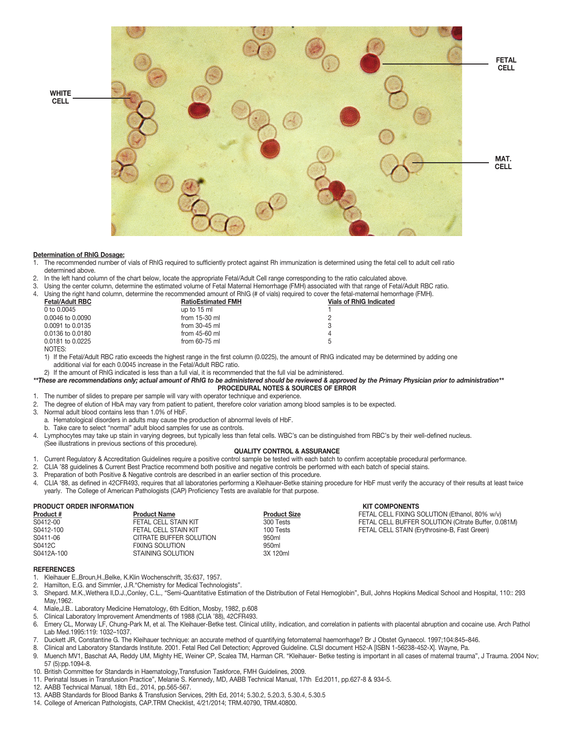WHITE CELL

FETAL CELL

MAT. CELL

**Determination of RhIG Dosage:**

1. The recommended number of vials of RhIG required to sufficiently protect against Rh immunization is determined using the fetal cell to adult cell ratio determined above.
2. In the left hand column of the chart below, locate the appropriate Fetal/Adult Cell range corresponding to the ratio calculated above.
3. Using the center column, determine the estimated volume of Fetal Maternal Hemorrhage (FMH) associated with that range of Fetal/Adult RBC ratio.
4. Using the right hand column, determine the recommended amount of RhIG (# of vials) required to cover the fetal-maternal hemorrhage (FMH).

| Fetal/Adult RBC | RatioEstimated FMH | Vials of RhIG Indicated |
|---|---|---|
| 0 to 0.0045 | up to 15 ml | 1 |
| 0.0046 to 0.0090 | from 15-30 ml | 2 |
| 0.0091 to 0.0135 | from 30-45 ml | 3 |
| 0.0136 to 0.0180 | from 45-60 ml | 4 |
| 0.0181 to 0.0225 | from 60-75 ml | 5 |

NOTES:

1) If the Fetal/Adult RBC ratio exceeds the highest range in the first column (0.0225), the amount of RhIG indicated may be determined by adding one additional vial for each 0.0045 increase in the Fetal/Adult RBC ratio.

2) If the amount of RhIG indicated is less than a full vial, it is recommended that the full vial be administered.

***\*\*These are recommendations only; actual amount of RhIG to be administered should be reviewed & approved by the Primary Physician prior to administration\*\****

**PROCEDURAL NOTES & SOURCES OF ERROR**

1. The number of slides to prepare per sample will vary with operator technique and experience.
2. The degree of elution of HbA may vary from patient to patient, therefore color variation among blood samples is to be expected.
3. Normal adult blood contains less than 1.0% of HbF.
   a. Hematological disorders in adults may cause the production of abnormal levels of HbF.
   b. Take care to select "normal" adult blood samples for use as controls.
4. Lymphocytes may take up stain in varying degrees, but typically less than fetal cells. WBC's can be distinguished from RBC's by their well-defined nucleus. (See illustrations in previous sections of this procedure).

**QUALITY CONTROL & ASSURANCE**

1. Current Regulatory & Accreditation Guidelines require a positive control sample be tested with each batch to confirm acceptable procedural performance.
2. CLIA '88 guidelines & Current Best Practice recommend both positive and negative controls be performed with each batch of special stains.
3. Preparation of both Positive & Negative controls are described in an earlier section of this procedure.
4. CLIA '88, as defined in 42CFR493, requires that all laboratories performing a Kleihauer-Betke staining procedure for HbF must verify the accuracy of their results at least twice yearly. The College of American Pathologists (CAP) Proficiency Tests are available for that purpose.

**PRODUCT ORDER INFORMATION**

| Product # | Product Name | Product Size |
|---|---|---|
| S0412-00 | FETAL CELL STAIN KIT | 300 Tests |
| S0412-100 | FETAL CELL STAIN KIT | 100 Tests |
| S0411-06 | CITRATE BUFFER SOLUTION | 950ml |
| S0412C | FIXING SOLUTION | 950ml |
| S0412A-100 | STAINING SOLUTION | 3X 120ml |

**KIT COMPONENTS**

FETAL CELL FIXING SOLUTION (Ethanol, 80% w/v)
FETAL CELL BUFFER SOLUTION (Citrate Buffer, 0.081M)
FETAL CELL STAIN (Erythrosine-B, Fast Green)

**REFERENCES**

1. Kleihauer E.,Broun,H.,Belke, K.Klin Wochenschrift, 35:637, 1957.
2. Hamilton, E.G. and Simmler, J.R."Chemistry for Medical Technologists".
3. Shepard. M.K.,Wethera ll,D.J.,Conley, C.L., "Semi-Quantitative Estimation of the Distribution of Fetal Hemoglobin", Bull, Johns Hopkins Medical School and Hospital, 110:: 293 May,1962.
4. Miale,J.B.. Laboratory Medicine Hematology, 6th Edition, Mosby, 1982, p.608
5. Clinical Laboratory Improvement Amendments of 1988 (CLIA '88), 42CFR493.
6. Emery CL, Morway LF, Chung-Park M, et al. The Kleihauer-Betke test. Clinical utility, indication, and correlation in patients with placental abruption and cocaine use. Arch Pathol Lab Med.1995:119: 1032–1037.
7. Duckett JR, Constantine G. The Kleihauer technique: an accurate method of quantifying fetomaternal haemorrhage? Br J Obstet Gynaecol. 1997;104:845–846.
8. Clinical and Laboratory Standards Institute. 2001. Fetal Red Cell Detection; Approved Guideline. CLSI document H52-A [ISBN 1-56238-452-X]. Wayne, Pa.
9. Muench MV1, Baschat AA, Reddy UM, Mighty HE, Weiner CP, Scalea TM, Harman CR. "Kleihauer- Betke testing is important in all cases of maternal trauma", J Trauma. 2004 Nov; 57 (5):pp.1094-8.
10. British Committee for Standards in Haematology,Transfusion Taskforce, FMH Guidelines, 2009.
11. Perinatal Issues in Transfusion Practice", Melanie S. Kennedy, MD, AABB Technical Manual, 17th Ed.2011, pp.627-8 & 934-5.
12. AABB Technical Manual, 18th Ed., 2014, pp.565-567.
13. AABB Standards for Blood Banks & Transfusion Services, 29th Ed, 2014; 5.30.2, 5.20.3, 5.30.4, 5.30.5
14. College of American Pathologists, CAP.TRM Checklist, 4/21/2014; TRM.40790, TRM.40800.